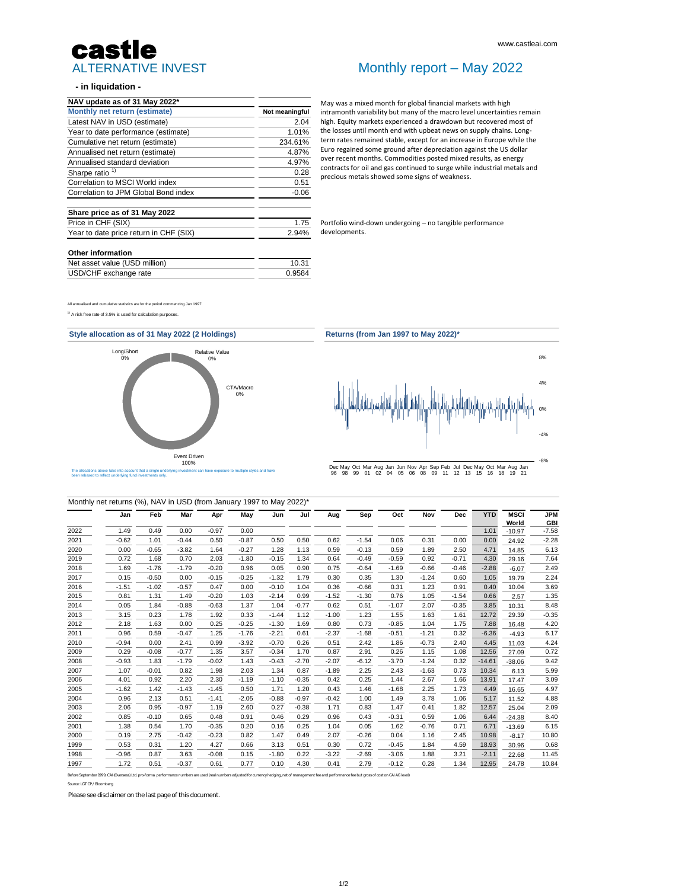# castle ALTERNATIVE INVEST

www.castleai.com

## Monthly report – May 2022

**- in liquidation -**

| NAV update as of 31 May 2022* | |
|---|---|
| **Monthly net return (estimate)** | **Not meaningful** |
| Latest NAV in USD (estimate) | 2.04 |
| Year to date performance (estimate) | 1.01% |
| Cumulative net return (estimate) | 234.61% |
| Annualised net return (estimate) | 4.87% |
| Annualised standard deviation | 4.97% |
| Sharpe ratio [1] | 0.28 |
| Correlation to MSCI World index | 0.51 |
| Correlation to JPM Global Bond index | -0.06 |

| Share price as of 31 May 2022 | |
|---|---|
| Price in CHF (SIX) | 1.75 |
| Year to date price return in CHF (SIX) | 2.94% |

| Other information | |
|---|---|
| Net asset value (USD million) | 10.31 |
| USD/CHF exchange rate | 0.9584 |

All annualised and cumulative statistics are for the period commencing Jan 1997.

[1] A risk free rate of 3.5% is used for calculation purposes.

May was a mixed month for global financial markets with high intramonth variability but many of the macro level uncertainties remain high. Equity markets experienced a drawdown but recovered most of the losses until month end with upbeat news on supply chains. Long-term rates remained stable, except for an increase in Europe while the Euro regained some ground after depreciation against the US dollar over recent months. Commodities posted mixed results, as energy contracts for oil and gas continued to surge while industrial metals and precious metals showed some signs of weakness.

Portfolio wind-down undergoing – no tangible performance developments.

### Style allocation as of 31 May 2022 (2 Holdings)

Long/Short 0%, Relative Value 0%, CTA/Macro 0%, Event Driven 100%

The allocations above take into account that a single underlying investment can have exposure to multiple styles and have been rebased to reflect underlying fund investments only.

### Returns (from Jan 1997 to May 2022)*

### Monthly net returns (%), NAV in USD (from January 1997 to May 2022)*

| | Jan | Feb | Mar | Apr | May | Jun | Jul | Aug | Sep | Oct | Nov | Dec | YTD | MSCI World | JPM GBI |
|---|---|---|---|---|---|---|---|---|---|---|---|---|---|---|---|
| 2022 | 1.49 | 0.49 | 0.00 | -0.97 | 0.00 | | | | | | | | 1.01 | -10.97 | -7.58 |
| 2021 | -0.62 | 1.01 | -0.44 | 0.50 | -0.87 | 0.50 | 0.50 | 0.62 | -1.54 | 0.06 | 0.31 | 0.00 | 0.00 | 24.92 | -2.28 |
| 2020 | 0.00 | -0.65 | -3.82 | 1.64 | -0.27 | 1.28 | 1.13 | 0.59 | -0.13 | 0.59 | 1.89 | 2.50 | 4.71 | 14.85 | 6.13 |
| 2019 | 0.72 | 1.68 | 0.70 | 2.03 | -1.80 | -0.15 | 1.34 | 0.64 | -0.49 | -0.59 | 0.92 | -0.71 | 4.30 | 29.16 | 7.64 |
| 2018 | 1.69 | -1.76 | -1.79 | -0.20 | 0.96 | 0.05 | 0.90 | 0.75 | -0.64 | -1.69 | -0.66 | -0.46 | -2.88 | -6.07 | 2.49 |
| 2017 | 0.15 | -0.50 | 0.00 | -0.15 | -0.25 | -1.32 | 1.79 | 0.30 | 0.35 | 1.30 | -1.24 | 0.60 | 1.05 | 19.79 | 2.24 |
| 2016 | -1.51 | -1.02 | -0.57 | 0.47 | 0.00 | -0.10 | 1.04 | 0.36 | -0.66 | 0.31 | 1.23 | 0.91 | 0.40 | 10.04 | 3.69 |
| 2015 | 0.81 | 1.31 | 1.49 | -0.20 | 1.03 | -2.14 | 0.99 | -1.52 | -1.30 | 0.76 | 1.05 | -1.54 | 0.66 | 2.57 | 1.35 |
| 2014 | 0.05 | 1.84 | -0.88 | -0.63 | 1.37 | 1.04 | -0.77 | 0.62 | 0.51 | -1.07 | 2.07 | -0.35 | 3.85 | 10.31 | 8.48 |
| 2013 | 3.15 | 0.23 | 1.78 | 1.92 | 0.33 | -1.44 | 1.12 | -1.00 | 1.23 | 1.55 | 1.63 | 1.61 | 12.72 | 29.39 | -0.35 |
| 2012 | 2.18 | 1.63 | 0.00 | 0.25 | -0.25 | -1.30 | 1.69 | 0.80 | 0.73 | -0.85 | 1.04 | 1.75 | 7.88 | 16.48 | 4.20 |
| 2011 | 0.96 | 0.59 | -0.47 | 1.25 | -1.76 | -2.21 | 0.61 | -2.37 | -1.68 | -0.51 | -1.21 | 0.32 | -6.36 | -4.93 | 6.17 |
| 2010 | -0.94 | 0.00 | 2.41 | 0.99 | -3.92 | -0.70 | 0.26 | 0.51 | 2.42 | 1.86 | -0.73 | 2.40 | 4.45 | 11.03 | 4.24 |
| 2009 | 0.29 | -0.08 | -0.77 | 1.35 | 3.57 | -0.34 | 1.70 | 0.87 | 2.91 | 0.26 | 1.15 | 1.08 | 12.56 | 27.09 | 0.72 |
| 2008 | -0.93 | 1.83 | -1.79 | -0.02 | 1.43 | -0.43 | -2.70 | -2.07 | -6.12 | -3.70 | -1.24 | 0.32 | -14.61 | -38.06 | 9.42 |
| 2007 | 1.07 | -0.01 | 0.82 | 1.98 | 2.03 | 1.34 | 0.87 | -1.89 | 2.25 | 2.43 | -1.63 | 0.73 | 10.34 | 6.13 | 5.99 |
| 2006 | 4.01 | 0.92 | 2.20 | 2.30 | -1.19 | -1.10 | -0.35 | 0.42 | 0.25 | 1.44 | 2.67 | 1.66 | 13.91 | 17.47 | 3.09 |
| 2005 | -1.62 | 1.42 | -1.43 | -1.45 | 0.50 | 1.71 | 1.20 | 0.43 | 1.46 | -1.68 | 2.25 | 1.73 | 4.49 | 16.65 | 4.97 |
| 2004 | 0.96 | 2.13 | 0.51 | -1.41 | -2.05 | -0.88 | -0.97 | -0.42 | 1.00 | 1.49 | 3.78 | 1.06 | 5.17 | 11.52 | 4.88 |
| 2003 | 2.06 | 0.95 | -0.97 | 1.19 | 2.60 | 0.27 | -0.38 | 1.71 | 0.83 | 1.47 | 0.41 | 1.82 | 12.57 | 25.04 | 2.09 |
| 2002 | 0.85 | -0.10 | 0.65 | 0.48 | 0.91 | 0.46 | 0.29 | 0.96 | 0.43 | -0.31 | 0.59 | 1.06 | 6.44 | -24.38 | 8.40 |
| 2001 | 1.38 | 0.54 | 1.70 | -0.35 | 0.20 | 0.16 | 0.25 | 1.04 | 0.05 | 1.62 | -0.76 | 0.71 | 6.71 | -13.69 | 6.15 |
| 2000 | 0.19 | 2.75 | -0.42 | -0.23 | 0.82 | 1.47 | 0.49 | 2.07 | -0.26 | 0.04 | 1.16 | 2.45 | 10.98 | -8.17 | 10.80 |
| 1999 | 0.53 | 0.31 | 1.20 | 4.27 | 0.66 | 3.13 | 0.51 | 0.30 | 0.72 | -0.45 | 1.84 | 4.59 | 18.93 | 30.96 | 0.68 |
| 1998 | -0.96 | 0.87 | 3.63 | -0.08 | 0.15 | -1.80 | 0.22 | -3.22 | -2.69 | -3.06 | 1.88 | 3.21 | -2.11 | 22.68 | 11.45 |
| 1997 | 1.72 | 0.51 | -0.37 | 0.61 | 0.77 | 0.10 | 4.30 | 0.41 | 2.79 | -0.12 | 0.28 | 1.34 | 12.95 | 24.78 | 10.84 |

Before September 1999, CAI (Overseas) Ltd. pro-forma performance numbers are used (real numbers adjusted for currency hedging, net of management fee and performance fee but gross of cost on CAI AG level)

Source: LGT CP / Bloomberg

Please see disclaimer on the last page of this document.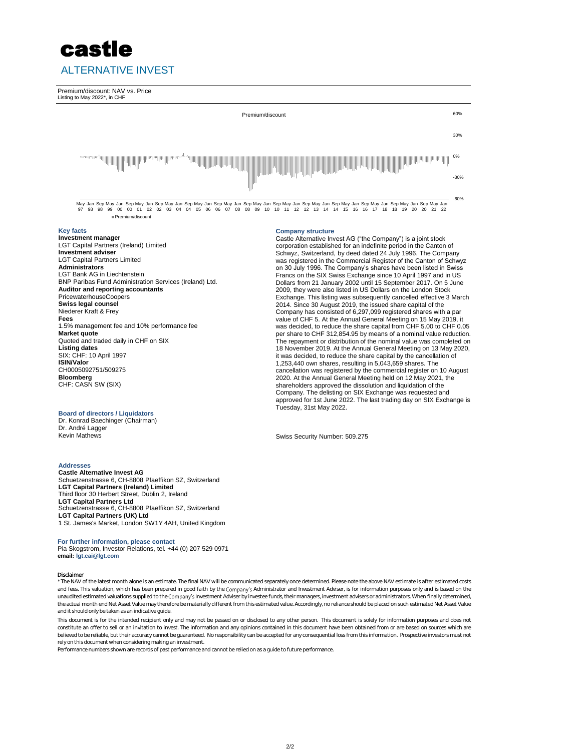# castle

ALTERNATIVE INVEST

Premium/discount: NAV vs. Price
Listing to May 2022*, in CHF

Premium/discount

60%
30%
0%
-30%
-60%

May 97 Jan 98 Sep 98 May 99 Jan 00 Sep 00 May 01 Jan 02 Sep 02 May 03 Jan 04 Sep 04 May 05 Jan 06 Sep 06 May 07 Jan 08 Sep 08 May 09 Jan 10 Sep 10 May 11 Jan 12 Sep 12 May 13 Jan 14 Sep 14 May 15 Jan 16 Sep 16 May 17 Jan 18 Sep 18 May 19 Jan 20 Sep 20 May 21 Jan 22

Premium/discount

## Key facts

**Investment manager**
LGT Capital Partners (Ireland) Limited
**Investment adviser**
LGT Capital Partners Limited
**Administrators**
LGT Bank AG in Liechtenstein
BNP Paribas Fund Administration Services (Ireland) Ltd.
**Auditor and reporting accountants**
PricewaterhouseCoopers
**Swiss legal counsel**
Niederer Kraft & Frey
**Fees**
1.5% management fee and 10% performance fee
**Market quote**
Quoted and traded daily in CHF on SIX
**Listing dates**
SIX: CHF: 10 April 1997
**ISIN/Valor**
CH0005092751/509275
**Bloomberg**
CHF: CASN SW (SIX)

## Board of directors / Liquidators

Dr. Konrad Baechinger (Chairman)
Dr. André Lagger
Kevin Mathews

## Company structure

Castle Alternative Invest AG ("the Company") is a joint stock corporation established for an indefinite period in the Canton of Schwyz, Switzerland, by deed dated 24 July 1996. The Company was registered in the Commercial Register of the Canton of Schwyz on 30 July 1996. The Company's shares have been listed in Swiss Francs on the SIX Swiss Exchange since 10 April 1997 and in US Dollars from 21 January 2002 until 15 September 2017. On 5 June 2009, they were also listed in US Dollars on the London Stock Exchange. This listing was subsequently cancelled effective 3 March 2014. Since 30 August 2019, the issued share capital of the Company has consisted of 6,297,099 registered shares with a par value of CHF 5. At the Annual General Meeting on 15 May 2019, it was decided, to reduce the share capital from CHF 5.00 to CHF 0.05 per share to CHF 312,854.95 by means of a nominal value reduction. The repayment or distribution of the nominal value was completed on 18 November 2019. At the Annual General Meeting on 13 May 2020, it was decided, to reduce the share capital by the cancellation of 1,253,440 own shares, resulting in 5,043,659 shares. The cancellation was registered by the commercial register on 10 August 2020. At the Annual General Meeting held on 12 May 2021, the shareholders approved the dissolution and liquidation of the Company. The delisting on SIX Exchange was requested and approved for 1st June 2022. The last trading day on SIX Exchange is Tuesday, 31st May 2022.

Swiss Security Number: 509.275

## Addresses

**Castle Alternative Invest AG**
Schuetzenstrasse 6, CH-8808 Pfaeffikon SZ, Switzerland
**LGT Capital Partners (Ireland) Limited**
Third floor 30 Herbert Street, Dublin 2, Ireland
**LGT Capital Partners Ltd**
Schuetzenstrasse 6, CH-8808 Pfaeffikon SZ, Switzerland
**LGT Capital Partners (UK) Ltd**
1 St. James's Market, London SW1Y 4AH, United Kingdom

## For further information, please contact

Pia Skogstrom, Investor Relations, tel. +44 (0) 207 529 0971
**email:** lgt.cai@lgt.com

### Disclaimer

* The NAV of the latest month alone is an estimate. The final NAV will be communicated separately once determined. Please note the above NAV estimate is after estimated costs and fees. This valuation, which has been prepared in good faith by the Company's Administrator and Investment Adviser, is for information purposes only and is based on the unaudited estimated valuations supplied to the Company's Investment Adviser by investee funds, their managers, investment advisers or administrators. When finally determined, the actual month end Net Asset Value may therefore be materially different from this estimated value. Accordingly, no reliance should be placed on such estimated Net Asset Value and it should only be taken as an indicative guide.

This document is for the intended recipient only and may not be passed on or disclosed to any other person. This document is solely for information purposes and does not constitute an offer to sell or an invitation to invest. The information and any opinions contained in this document have been obtained from or are based on sources which are believed to be reliable, but their accuracy cannot be guaranteed. No responsibility can be accepted for any consequential loss from this information. Prospective investors must not rely on this document when considering making an investment.

Performance numbers shown are records of past performance and cannot be relied on as a guide to future performance.